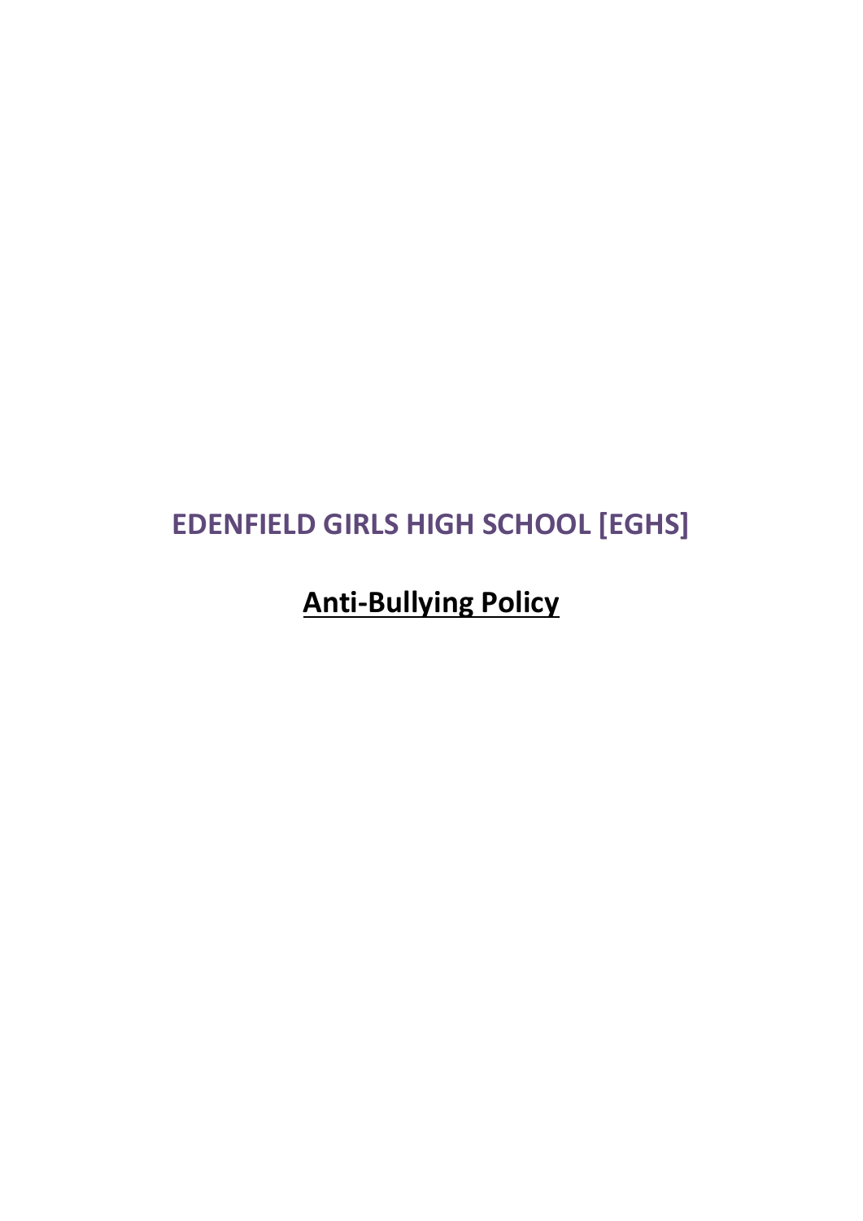# EDENFIELD GIRLS HIGH SCHOOL [EGHS]

## Anti-Bullying Policy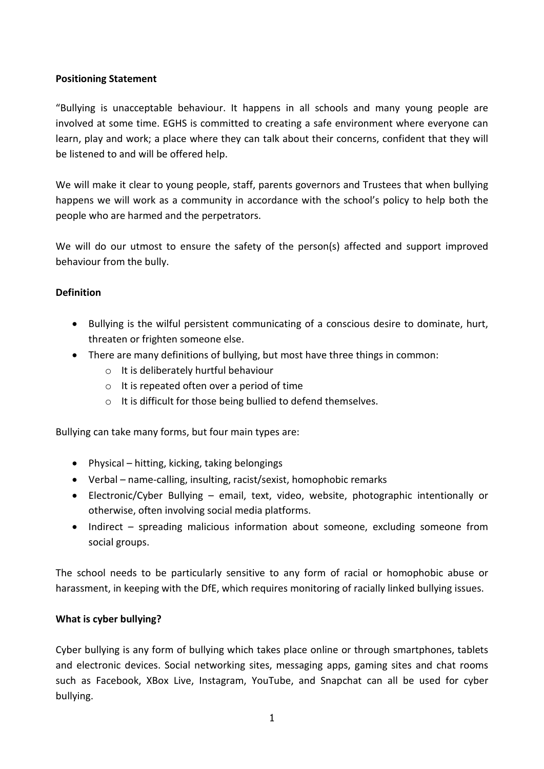**Positioning Statement**

"Bullying is unacceptable behaviour. It happens in all schools and many young people are involved at some time. EGHS is committed to creating a safe environment where everyone can learn, play and work; a place where they can talk about their concerns, confident that they will be listened to and will be offered help.

We will make it clear to young people, staff, parents governors and Trustees that when bullying happens we will work as a community in accordance with the school's policy to help both the people who are harmed and the perpetrators.

We will do our utmost to ensure the safety of the person(s) affected and support improved behaviour from the bully.

**Definition**

- Bullying is the wilful persistent communicating of a conscious desire to dominate, hurt, threaten or frighten someone else.
- There are many definitions of bullying, but most have three things in common:
  - It is deliberately hurtful behaviour
  - It is repeated often over a period of time
  - It is difficult for those being bullied to defend themselves.

Bullying can take many forms, but four main types are:

- Physical – hitting, kicking, taking belongings
- Verbal – name-calling, insulting, racist/sexist, homophobic remarks
- Electronic/Cyber Bullying – email, text, video, website, photographic intentionally or otherwise, often involving social media platforms.
- Indirect – spreading malicious information about someone, excluding someone from social groups.

The school needs to be particularly sensitive to any form of racial or homophobic abuse or harassment, in keeping with the DfE, which requires monitoring of racially linked bullying issues.

**What is cyber bullying?**

Cyber bullying is any form of bullying which takes place online or through smartphones, tablets and electronic devices. Social networking sites, messaging apps, gaming sites and chat rooms such as Facebook, XBox Live, Instagram, YouTube, and Snapchat can all be used for cyber bullying.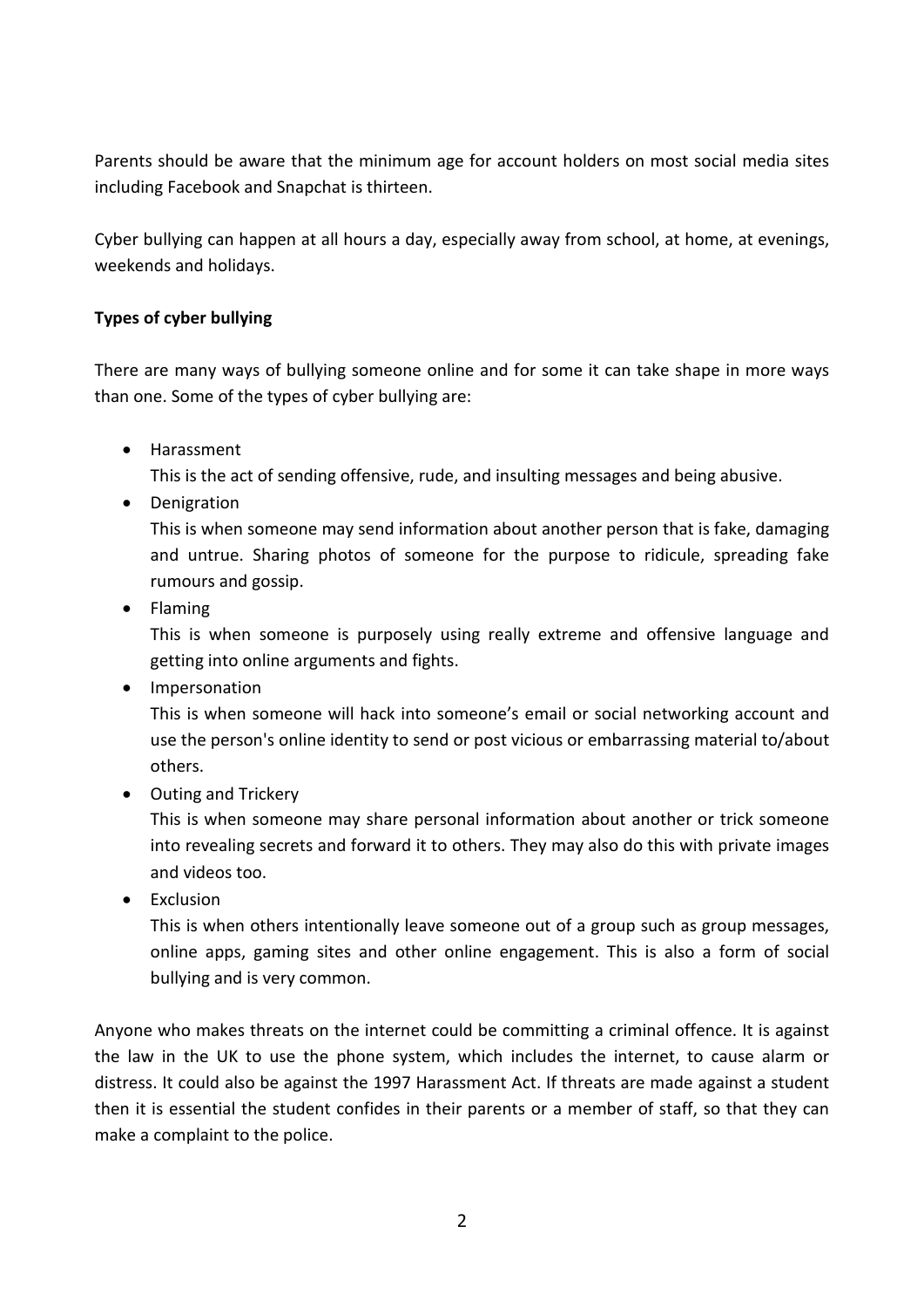Parents should be aware that the minimum age for account holders on most social media sites including Facebook and Snapchat is thirteen.

Cyber bullying can happen at all hours a day, especially away from school, at home, at evenings, weekends and holidays.

**Types of cyber bullying**

There are many ways of bullying someone online and for some it can take shape in more ways than one. Some of the types of cyber bullying are:

- Harassment
  This is the act of sending offensive, rude, and insulting messages and being abusive.
- Denigration
  This is when someone may send information about another person that is fake, damaging and untrue. Sharing photos of someone for the purpose to ridicule, spreading fake rumours and gossip.
- Flaming
  This is when someone is purposely using really extreme and offensive language and getting into online arguments and fights.
- Impersonation
  This is when someone will hack into someone's email or social networking account and use the person's online identity to send or post vicious or embarrassing material to/about others.
- Outing and Trickery
  This is when someone may share personal information about another or trick someone into revealing secrets and forward it to others. They may also do this with private images and videos too.
- Exclusion
  This is when others intentionally leave someone out of a group such as group messages, online apps, gaming sites and other online engagement. This is also a form of social bullying and is very common.

Anyone who makes threats on the internet could be committing a criminal offence. It is against the law in the UK to use the phone system, which includes the internet, to cause alarm or distress. It could also be against the 1997 Harassment Act. If threats are made against a student then it is essential the student confides in their parents or a member of staff, so that they can make a complaint to the police.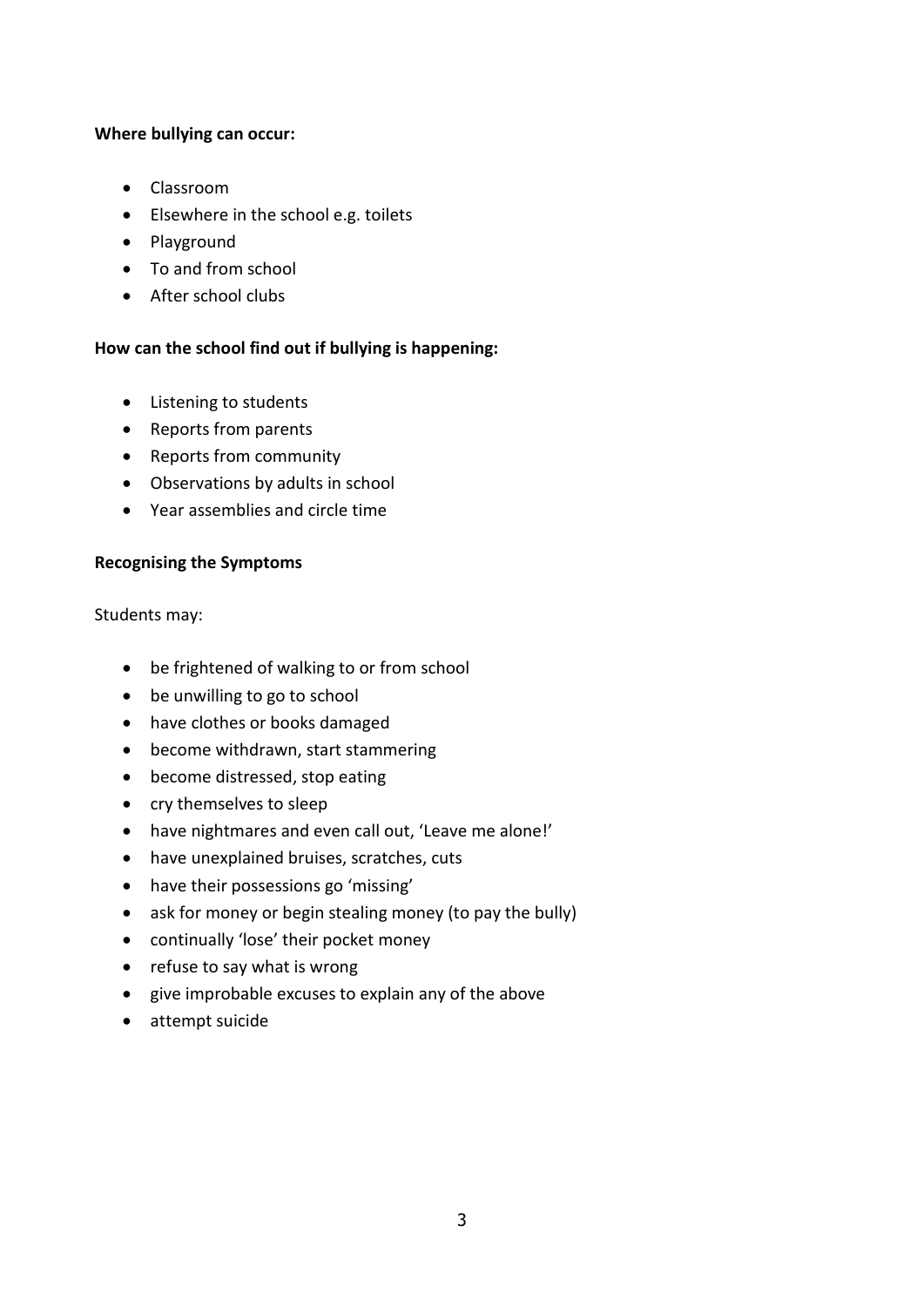**Where bullying can occur:**

- Classroom
- Elsewhere in the school e.g. toilets
- Playground
- To and from school
- After school clubs

**How can the school find out if bullying is happening:**

- Listening to students
- Reports from parents
- Reports from community
- Observations by adults in school
- Year assemblies and circle time

**Recognising the Symptoms**

Students may:

- be frightened of walking to or from school
- be unwilling to go to school
- have clothes or books damaged
- become withdrawn, start stammering
- become distressed, stop eating
- cry themselves to sleep
- have nightmares and even call out, 'Leave me alone!'
- have unexplained bruises, scratches, cuts
- have their possessions go 'missing'
- ask for money or begin stealing money (to pay the bully)
- continually 'lose' their pocket money
- refuse to say what is wrong
- give improbable excuses to explain any of the above
- attempt suicide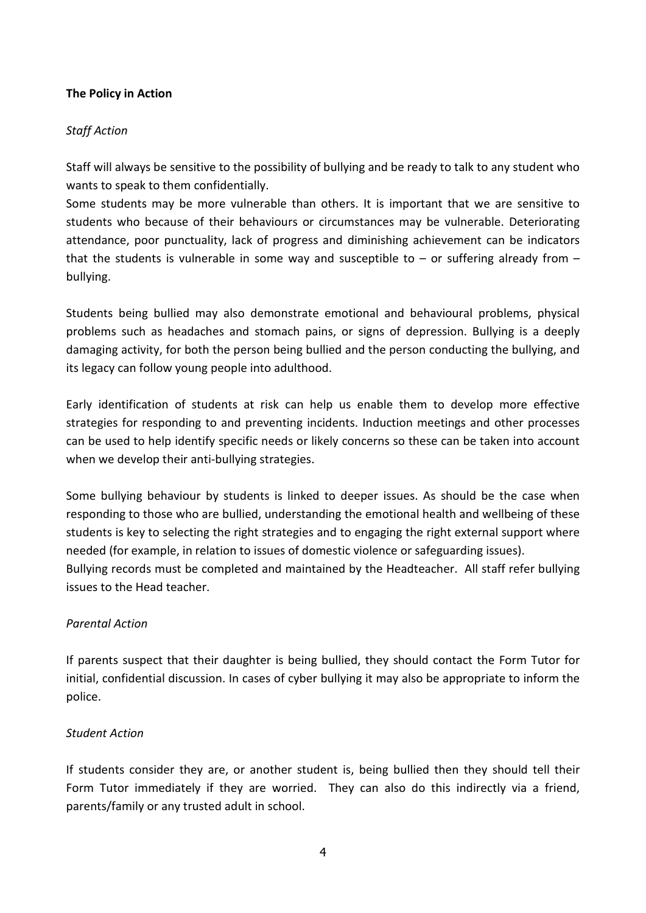**The Policy in Action**

*Staff Action*

Staff will always be sensitive to the possibility of bullying and be ready to talk to any student who wants to speak to them confidentially.

Some students may be more vulnerable than others. It is important that we are sensitive to students who because of their behaviours or circumstances may be vulnerable. Deteriorating attendance, poor punctuality, lack of progress and diminishing achievement can be indicators that the students is vulnerable in some way and susceptible to – or suffering already from – bullying.

Students being bullied may also demonstrate emotional and behavioural problems, physical problems such as headaches and stomach pains, or signs of depression. Bullying is a deeply damaging activity, for both the person being bullied and the person conducting the bullying, and its legacy can follow young people into adulthood.

Early identification of students at risk can help us enable them to develop more effective strategies for responding to and preventing incidents. Induction meetings and other processes can be used to help identify specific needs or likely concerns so these can be taken into account when we develop their anti-bullying strategies.

Some bullying behaviour by students is linked to deeper issues. As should be the case when responding to those who are bullied, understanding the emotional health and wellbeing of these students is key to selecting the right strategies and to engaging the right external support where needed (for example, in relation to issues of domestic violence or safeguarding issues).

Bullying records must be completed and maintained by the Headteacher. All staff refer bullying issues to the Head teacher.

*Parental Action*

If parents suspect that their daughter is being bullied, they should contact the Form Tutor for initial, confidential discussion. In cases of cyber bullying it may also be appropriate to inform the police.

*Student Action*

If students consider they are, or another student is, being bullied then they should tell their Form Tutor immediately if they are worried. They can also do this indirectly via a friend, parents/family or any trusted adult in school.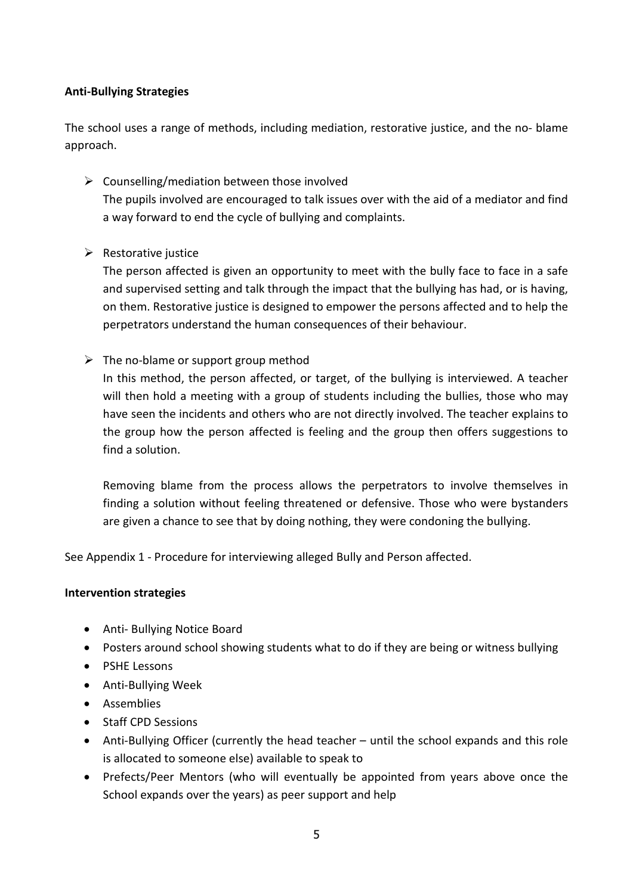**Anti-Bullying Strategies**

The school uses a range of methods, including mediation, restorative justice, and the no- blame approach.

- Counselling/mediation between those involved
  The pupils involved are encouraged to talk issues over with the aid of a mediator and find a way forward to end the cycle of bullying and complaints.

- Restorative justice
  The person affected is given an opportunity to meet with the bully face to face in a safe and supervised setting and talk through the impact that the bullying has had, or is having, on them. Restorative justice is designed to empower the persons affected and to help the perpetrators understand the human consequences of their behaviour.

- The no-blame or support group method
  In this method, the person affected, or target, of the bullying is interviewed. A teacher will then hold a meeting with a group of students including the bullies, those who may have seen the incidents and others who are not directly involved. The teacher explains to the group how the person affected is feeling and the group then offers suggestions to find a solution.

  Removing blame from the process allows the perpetrators to involve themselves in finding a solution without feeling threatened or defensive. Those who were bystanders are given a chance to see that by doing nothing, they were condoning the bullying.

See Appendix 1 - Procedure for interviewing alleged Bully and Person affected.

**Intervention strategies**

- Anti- Bullying Notice Board
- Posters around school showing students what to do if they are being or witness bullying
- PSHE Lessons
- Anti-Bullying Week
- Assemblies
- Staff CPD Sessions
- Anti-Bullying Officer (currently the head teacher – until the school expands and this role is allocated to someone else) available to speak to
- Prefects/Peer Mentors (who will eventually be appointed from years above once the School expands over the years) as peer support and help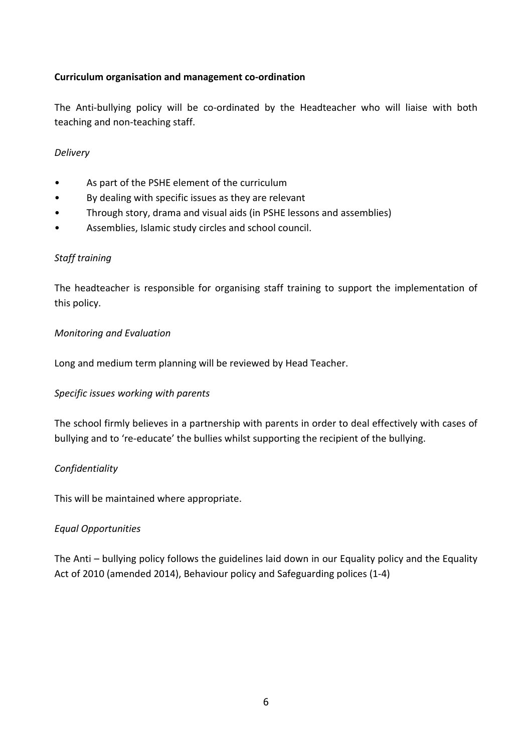**Curriculum organisation and management co-ordination**

The Anti-bullying policy will be co-ordinated by the Headteacher who will liaise with both teaching and non-teaching staff.

*Delivery*

- As part of the PSHE element of the curriculum
- By dealing with specific issues as they are relevant
- Through story, drama and visual aids (in PSHE lessons and assemblies)
- Assemblies, Islamic study circles and school council.

*Staff training*

The headteacher is responsible for organising staff training to support the implementation of this policy.

*Monitoring and Evaluation*

Long and medium term planning will be reviewed by Head Teacher.

*Specific issues working with parents*

The school firmly believes in a partnership with parents in order to deal effectively with cases of bullying and to 're-educate' the bullies whilst supporting the recipient of the bullying.

*Confidentiality*

This will be maintained where appropriate.

*Equal Opportunities*

The Anti – bullying policy follows the guidelines laid down in our Equality policy and the Equality Act of 2010 (amended 2014), Behaviour policy and Safeguarding polices (1-4)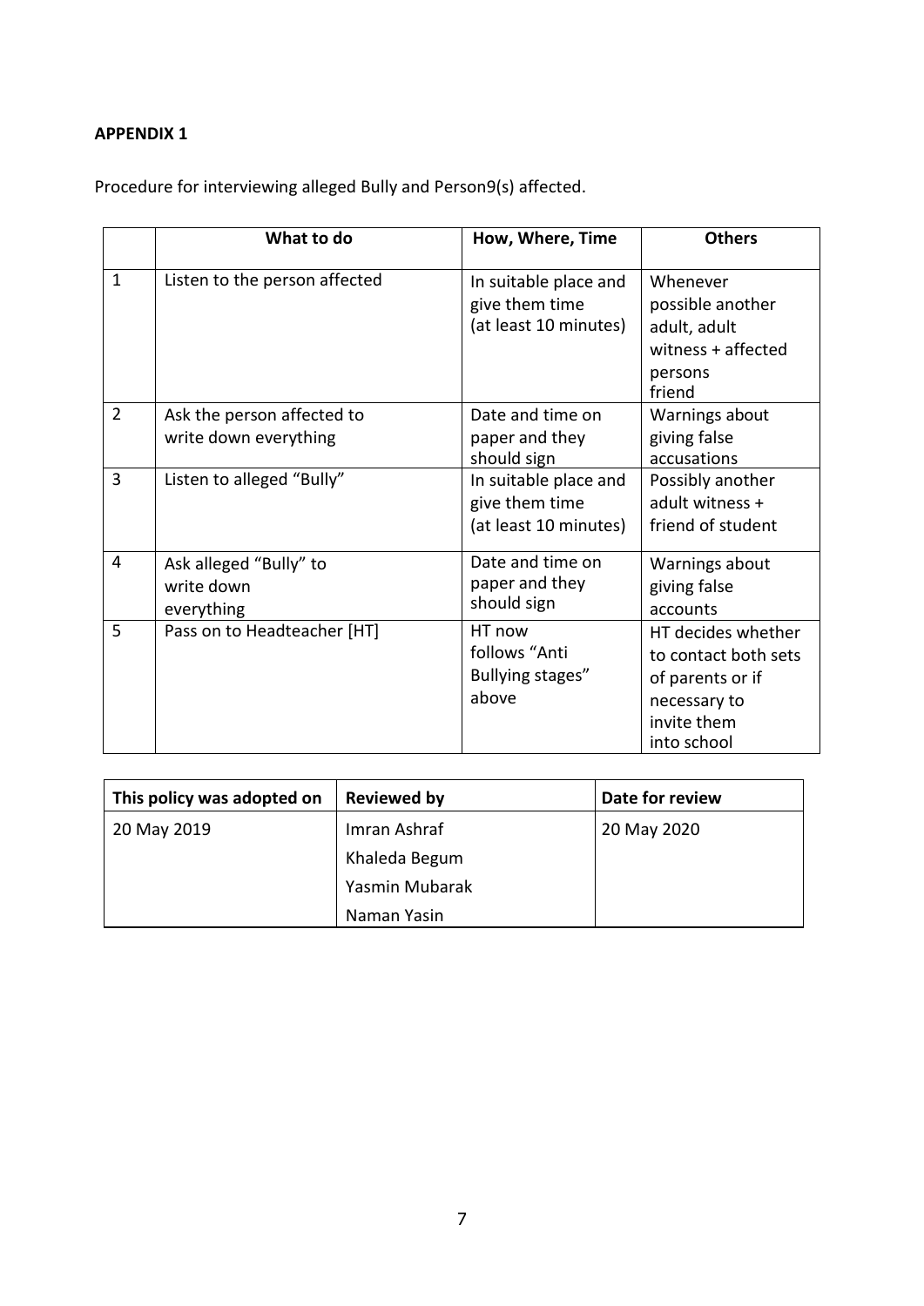**APPENDIX 1**

Procedure for interviewing alleged Bully and Person9(s) affected.

| | What to do | How, Where, Time | Others |
|---|---|---|---|
| 1 | Listen to the person affected | In suitable place and give them time (at least 10 minutes) | Whenever possible another adult, adult witness + affected persons friend |
| 2 | Ask the person affected to write down everything | Date and time on paper and they should sign | Warnings about giving false accusations |
| 3 | Listen to alleged "Bully" | In suitable place and give them time (at least 10 minutes) | Possibly another adult witness + friend of student |
| 4 | Ask alleged "Bully" to write down everything | Date and time on paper and they should sign | Warnings about giving false accounts |
| 5 | Pass on to Headteacher [HT] | HT now follows "Anti Bullying stages" above | HT decides whether to contact both sets of parents or if necessary to invite them into school |

| This policy was adopted on | Reviewed by | Date for review |
|---|---|---|
| 20 May 2019 | Imran Ashraf | 20 May 2020 |
| | Khaleda Begum | |
| | Yasmin Mubarak | |
| | Naman Yasin | |